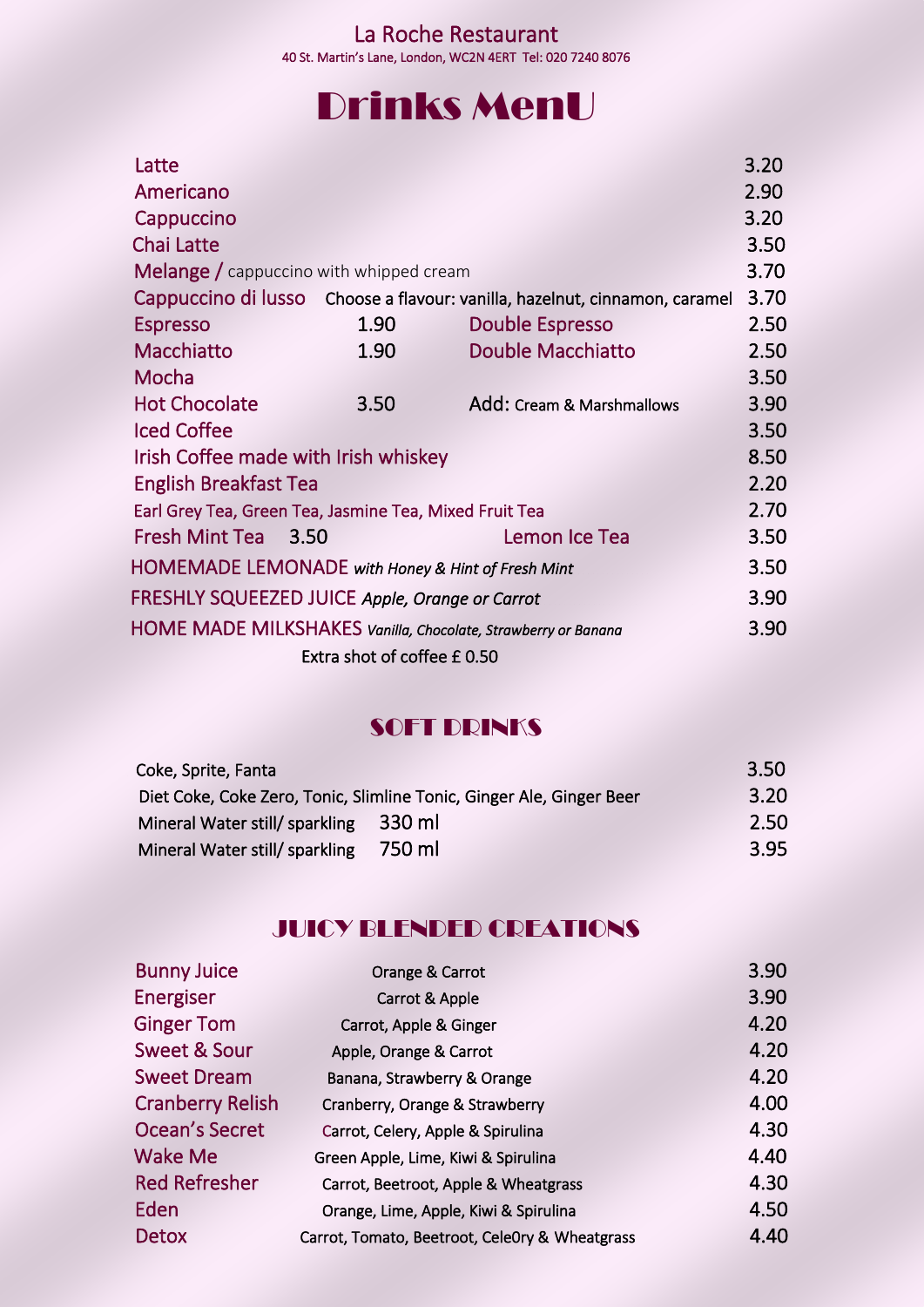La Roche Restaurant

40 St. Martin's Lane, London, WC2N 4ERT Tel: 020 7240 8076

# Drinks MenU

| Item | | | | Price |
|---|---|---|---|---|
| Latte | | | | 3.20 |
| Americano | | | | 2.90 |
| Cappuccino | | | | 3.20 |
| Chai Latte | | | | 3.50 |
| Melange / cappuccino with whipped cream | | | | 3.70 |
| Cappuccino di lusso | Choose a flavour: vanilla, hazelnut, cinnamon, caramel | | | 3.70 |
| Espresso | 1.90 | Double Espresso | | 2.50 |
| Macchiatto | 1.90 | Double Macchiatto | | 2.50 |
| Mocha | | | | 3.50 |
| Hot Chocolate | 3.50 | Add: Cream & Marshmallows | | 3.90 |
| Iced Coffee | | | | 3.50 |
| Irish Coffee made with Irish whiskey | | | | 8.50 |
| English Breakfast Tea | | | | 2.20 |
| Earl Grey Tea, Green Tea, Jasmine Tea, Mixed Fruit Tea | | | | 2.70 |
| Fresh Mint Tea | 3.50 | Lemon Ice Tea | | 3.50 |
| HOMEMADE LEMONADE *with Honey & Hint of Fresh Mint* | | | | 3.50 |
| FRESHLY SQUEEZED JUICE *Apple, Orange or Carrot* | | | | 3.90 |
| HOME MADE MILKSHAKES *Vanilla, Chocolate, Strawberry or Banana* | | | | 3.90 |

Extra shot of coffee £ 0.50

## SOFT DRINKS

| Item | | Price |
|---|---|---|
| Coke, Sprite, Fanta | | 3.50 |
| Diet Coke, Coke Zero, Tonic, Slimline Tonic, Ginger Ale, Ginger Beer | | 3.20 |
| Mineral Water still/ sparkling | 330 ml | 2.50 |
| Mineral Water still/ sparkling | 750 ml | 3.95 |

## JUICY BLENDED CREATIONS

| Name | Ingredients | Price |
|---|---|---|
| Bunny Juice | Orange & Carrot | 3.90 |
| Energiser | Carrot & Apple | 3.90 |
| Ginger Tom | Carrot, Apple & Ginger | 4.20 |
| Sweet & Sour | Apple, Orange & Carrot | 4.20 |
| Sweet Dream | Banana, Strawberry & Orange | 4.20 |
| Cranberry Relish | Cranberry, Orange & Strawberry | 4.00 |
| Ocean's Secret | Carrot, Celery, Apple & Spirulina | 4.30 |
| Wake Me | Green Apple, Lime, Kiwi & Spirulina | 4.40 |
| Red Refresher | Carrot, Beetroot, Apple & Wheatgrass | 4.30 |
| Eden | Orange, Lime, Apple, Kiwi & Spirulina | 4.50 |
| Detox | Carrot, Tomato, Beetroot, Cele0ry & Wheatgrass | 4.40 |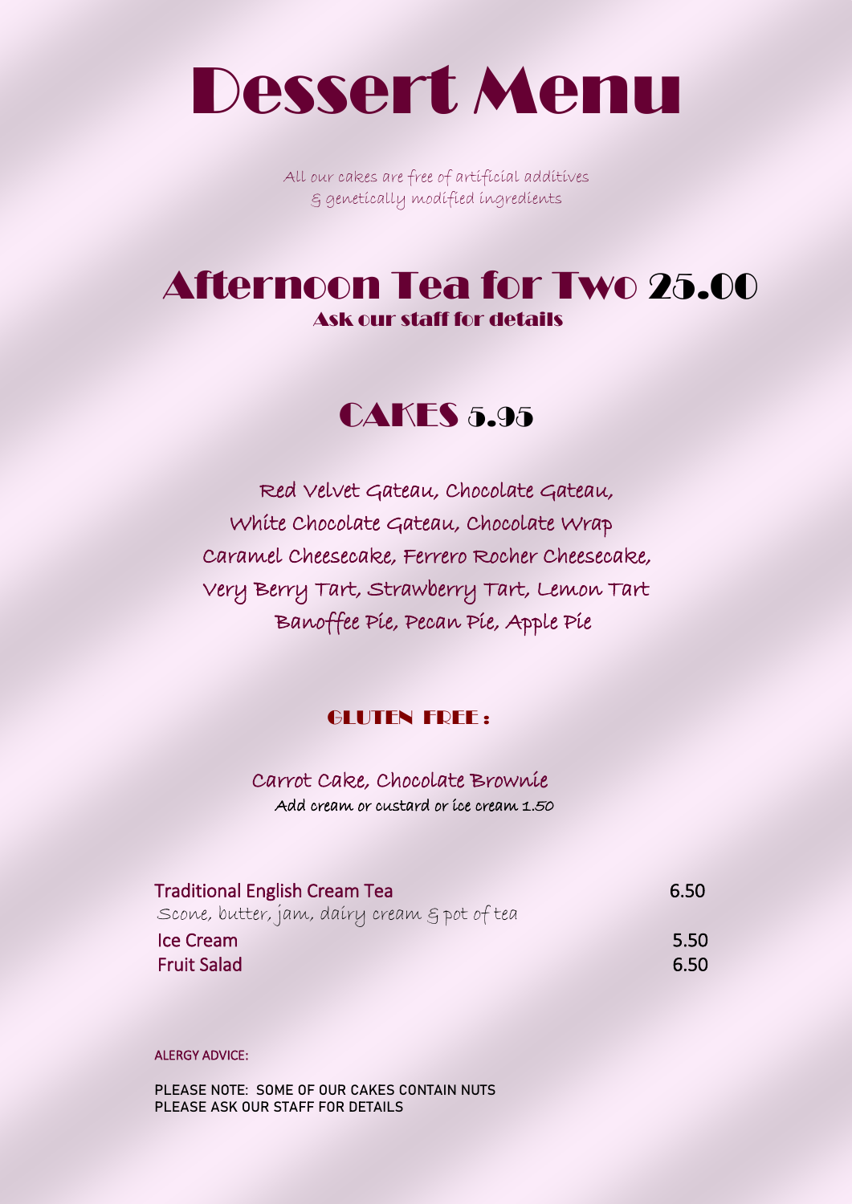# Dessert Menu

All our cakes are free of artificial additives
& genetically modified ingredients

## Afternoon Tea for Two 25.00

Ask our staff for details

## CAKES 5.95

Red Velvet Gateau, Chocolate Gateau,
White Chocolate Gateau, Chocolate Wrap
Caramel Cheesecake, Ferrero Rocher Cheesecake,
Very Berry Tart, Strawberry Tart, Lemon Tart
Banoffee Pie, Pecan Pie, Apple Pie

### GLUTEN FREE :

Carrot Cake, Chocolate Brownie
Add cream or custard or ice cream 1.50

| | |
|---|---|
| Traditional English Cream Tea<br>Scone, butter, jam, dairy cream & pot of tea | 6.50 |
| Ice Cream | 5.50 |
| Fruit Salad | 6.50 |

ALERGY ADVICE:

PLEASE NOTE: SOME OF OUR CAKES CONTAIN NUTS
PLEASE ASK OUR STAFF FOR DETAILS